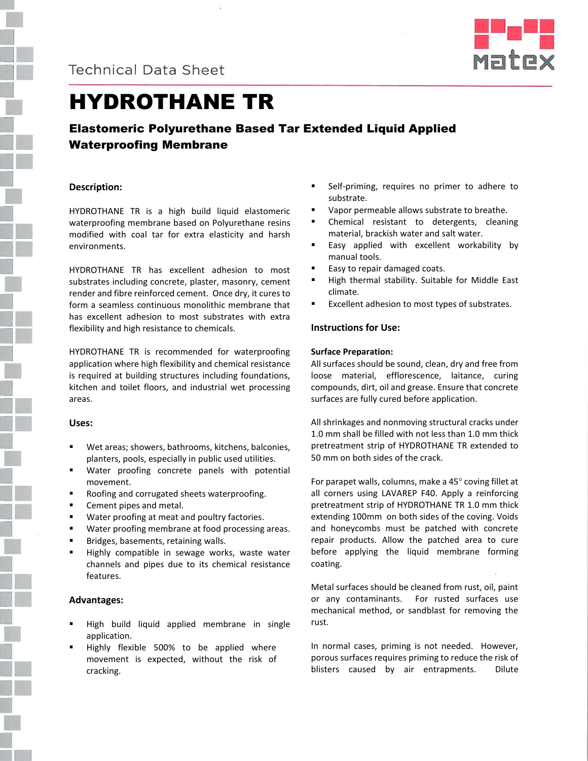Technical Data Sheet

# HYDROTHANE TR

## Elastomeric Polyurethane Based Tar Extended Liquid Applied Waterproofing Membrane

### Description:

HYDROTHANE TR is a high build liquid elastomeric waterproofing membrane based on Polyurethane resins modified with coal tar for extra elasticity and harsh environments.

HYDROTHANE TR has excellent adhesion to most substrates including concrete, plaster, masonry, cement render and fibre reinforced cement. Once dry, it cures to form a seamless continuous monolithic membrane that has excellent adhesion to most substrates with extra flexibility and high resistance to chemicals.

HYDROTHANE TR is recommended for waterproofing application where high flexibility and chemical resistance is required at building structures including foundations, kitchen and toilet floors, and industrial wet processing areas.

### Uses:

- Wet areas; showers, bathrooms, kitchens, balconies, planters, pools, especially in public used utilities.
- Water proofing concrete panels with potential movement.
- Roofing and corrugated sheets waterproofing.
- Cement pipes and metal.
- Water proofing at meat and poultry factories.
- Water proofing membrane at food processing areas.
- Bridges, basements, retaining walls.
- Highly compatible in sewage works, waste water channels and pipes due to its chemical resistance features.

### Advantages:

- High build liquid applied membrane in single application.
- Highly flexible 500% to be applied where movement is expected, without the risk of cracking.
- Self-priming, requires no primer to adhere to substrate.
- Vapor permeable allows substrate to breathe.
- Chemical resistant to detergents, cleaning material, brackish water and salt water.
- Easy applied with excellent workability by manual tools.
- Easy to repair damaged coats.
- High thermal stability. Suitable for Middle East climate.
- Excellent adhesion to most types of substrates.

### Instructions for Use:

**Surface Preparation:**

All surfaces should be sound, clean, dry and free from loose material, efflorescence, laitance, curing compounds, dirt, oil and grease. Ensure that concrete surfaces are fully cured before application.

All shrinkages and nonmoving structural cracks under 1.0 mm shall be filled with not less than 1.0 mm thick pretreatment strip of HYDROTHANE TR extended to 50 mm on both sides of the crack.

For parapet walls, columns, make a 45° coving fillet at all corners using LAVAREP F40. Apply a reinforcing pretreatment strip of HYDROTHANE TR 1.0 mm thick extending 100mm on both sides of the coving. Voids and honeycombs must be patched with concrete repair products. Allow the patched area to cure before applying the liquid membrane forming coating.

Metal surfaces should be cleaned from rust, oil, paint or any contaminants. For rusted surfaces use mechanical method, or sandblast for removing the rust.

In normal cases, priming is not needed. However, porous surfaces requires priming to reduce the risk of blisters caused by air entrapments. Dilute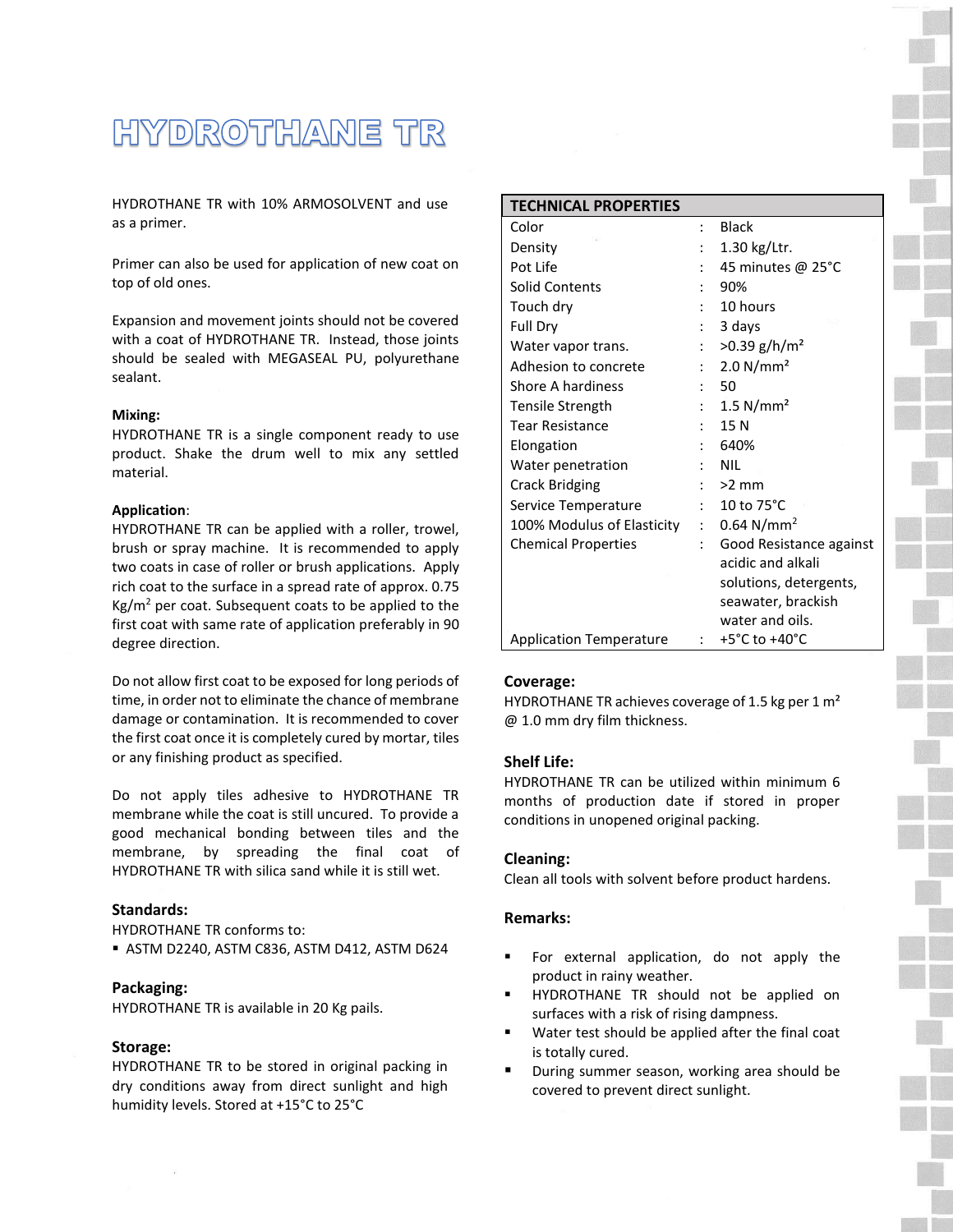# HYDROTHANE TR

HYDROTHANE TR with 10% ARMOSOLVENT and use as a primer.

Primer can also be used for application of new coat on top of old ones.

Expansion and movement joints should not be covered with a coat of HYDROTHANE TR. Instead, those joints should be sealed with MEGASEAL PU, polyurethane sealant.

**Mixing:**
HYDROTHANE TR is a single component ready to use product. Shake the drum well to mix any settled material.

**Application**:
HYDROTHANE TR can be applied with a roller, trowel, brush or spray machine. It is recommended to apply two coats in case of roller or brush applications. Apply rich coat to the surface in a spread rate of approx. 0.75 Kg/m² per coat. Subsequent coats to be applied to the first coat with same rate of application preferably in 90 degree direction.

Do not allow first coat to be exposed for long periods of time, in order not to eliminate the chance of membrane damage or contamination. It is recommended to cover the first coat once it is completely cured by mortar, tiles or any finishing product as specified.

Do not apply tiles adhesive to HYDROTHANE TR membrane while the coat is still uncured. To provide a good mechanical bonding between tiles and the membrane, by spreading the final coat of HYDROTHANE TR with silica sand while it is still wet.

## Standards:

HYDROTHANE TR conforms to:

- ASTM D2240, ASTM C836, ASTM D412, ASTM D624

## Packaging:

HYDROTHANE TR is available in 20 Kg pails.

## Storage:

HYDROTHANE TR to be stored in original packing in dry conditions away from direct sunlight and high humidity levels. Stored at +15°C to 25°C

| TECHNICAL PROPERTIES | | |
|---|---|---|
| Color | : | Black |
| Density | : | 1.30 kg/Ltr. |
| Pot Life | : | 45 minutes @ 25°C |
| Solid Contents | : | 90% |
| Touch dry | : | 10 hours |
| Full Dry | : | 3 days |
| Water vapor trans. | : | >0.39 g/h/m² |
| Adhesion to concrete | : | 2.0 N/mm² |
| Shore A hardiness | : | 50 |
| Tensile Strength | : | 1.5 N/mm² |
| Tear Resistance | : | 15 N |
| Elongation | : | 640% |
| Water penetration | : | NIL |
| Crack Bridging | : | >2 mm |
| Service Temperature | : | 10 to 75°C |
| 100% Modulus of Elasticity | : | 0.64 N/mm² |
| Chemical Properties | : | Good Resistance against acidic and alkali solutions, detergents, seawater, brackish water and oils. |
| Application Temperature | : | +5°C to +40°C |

## Coverage:

HYDROTHANE TR achieves coverage of 1.5 kg per 1 m² @ 1.0 mm dry film thickness.

## Shelf Life:

HYDROTHANE TR can be utilized within minimum 6 months of production date if stored in proper conditions in unopened original packing.

## Cleaning:

Clean all tools with solvent before product hardens.

## Remarks:

- For external application, do not apply the product in rainy weather.
- HYDROTHANE TR should not be applied on surfaces with a risk of rising dampness.
- Water test should be applied after the final coat is totally cured.
- During summer season, working area should be covered to prevent direct sunlight.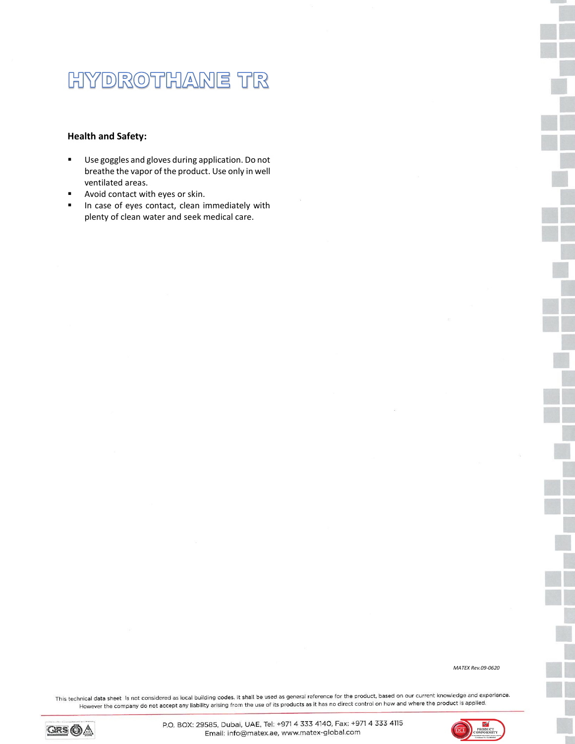# HYDROTHANE TR

**Health and Safety:**

- Use goggles and gloves during application. Do not breathe the vapor of the product. Use only in well ventilated areas.
- Avoid contact with eyes or skin.
- In case of eyes contact, clean immediately with plenty of clean water and seek medical care.

*MATEX Rev.09-0620*

This technical data sheet is not considered as local building codes. It shall be used as general reference for the product, based on our current knowledge and experience. However the company do not accept any liability arising from the use of its products as it has no direct control on how and where the product is applied.

P.O. BOX: 29585, Dubai, UAE, Tel: +971 4 333 4140, Fax: +971 4 333 4115
Email: info@matex.ae, www.matex-global.com